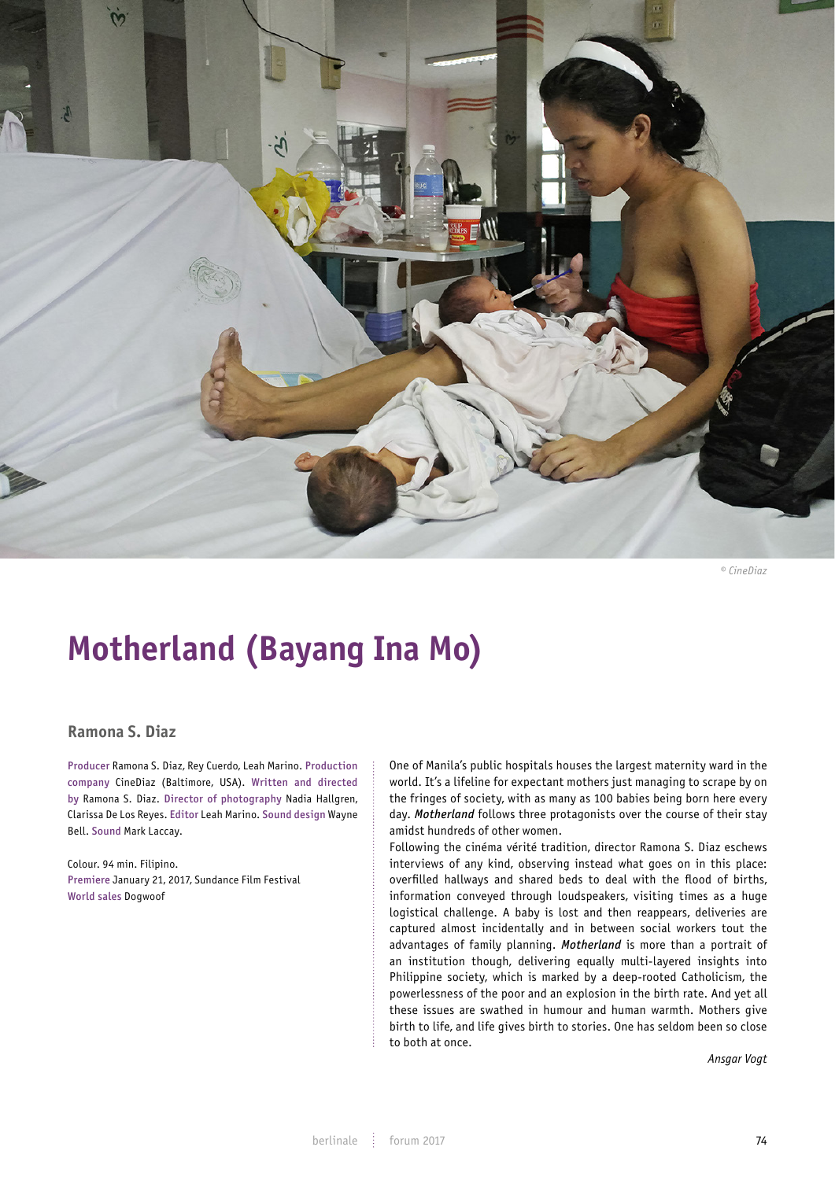© CineDiaz

# Motherland (Bayang Ina Mo)

## Ramona S. Diaz

Producer Ramona S. Diaz, Rey Cuerdo, Leah Marino. Production company CineDiaz (Baltimore, USA). Written and directed by Ramona S. Diaz. Director of photography Nadia Hallgren, Clarissa De Los Reyes. Editor Leah Marino. Sound design Wayne Bell. Sound Mark Laccay.

Colour. 94 min. Filipino.
Premiere January 21, 2017, Sundance Film Festival
World sales Dogwoof

One of Manila's public hospitals houses the largest maternity ward in the world. It's a lifeline for expectant mothers just managing to scrape by on the fringes of society, with as many as 100 babies being born here every day. ***Motherland*** follows three protagonists over the course of their stay amidst hundreds of other women.

Following the cinéma vérité tradition, director Ramona S. Diaz eschews interviews of any kind, observing instead what goes on in this place: overfilled hallways and shared beds to deal with the flood of births, information conveyed through loudspeakers, visiting times as a huge logistical challenge. A baby is lost and then reappears, deliveries are captured almost incidentally and in between social workers tout the advantages of family planning. ***Motherland*** is more than a portrait of an institution though, delivering equally multi-layered insights into Philippine society, which is marked by a deep-rooted Catholicism, the powerlessness of the poor and an explosion in the birth rate. And yet all these issues are swathed in humour and human warmth. Mothers give birth to life, and life gives birth to stories. One has seldom been so close to both at once.

*Ansgar Vogt*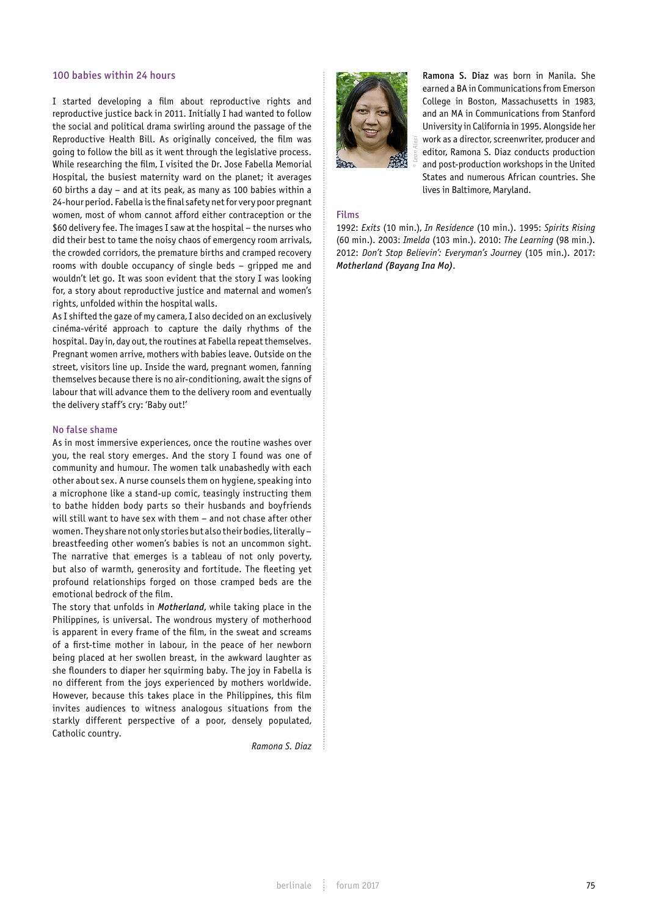### 100 babies within 24 hours

I started developing a film about reproductive rights and reproductive justice back in 2011. Initially I had wanted to follow the social and political drama swirling around the passage of the Reproductive Health Bill. As originally conceived, the film was going to follow the bill as it went through the legislative process. While researching the film, I visited the Dr. Jose Fabella Memorial Hospital, the busiest maternity ward on the planet; it averages 60 births a day – and at its peak, as many as 100 babies within a 24-hour period. Fabella is the final safety net for very poor pregnant women, most of whom cannot afford either contraception or the $60 delivery fee. The images I saw at the hospital – the nurses who did their best to tame the noisy chaos of emergency room arrivals, the crowded corridors, the premature births and cramped recovery rooms with double occupancy of single beds – gripped me and wouldn't let go. It was soon evident that the story I was looking for, a story about reproductive justice and maternal and women's rights, unfolded within the hospital walls.

As I shifted the gaze of my camera, I also decided on an exclusively cinéma-vérité approach to capture the daily rhythms of the hospital. Day in, day out, the routines at Fabella repeat themselves. Pregnant women arrive, mothers with babies leave. Outside on the street, visitors line up. Inside the ward, pregnant women, fanning themselves because there is no air-conditioning, await the signs of labour that will advance them to the delivery room and eventually the delivery staff's cry: 'Baby out!'

### No false shame

As in most immersive experiences, once the routine washes over you, the real story emerges. And the story I found was one of community and humour. The women talk unabashedly with each other about sex. A nurse counsels them on hygiene, speaking into a microphone like a stand-up comic, teasingly instructing them to bathe hidden body parts so their husbands and boyfriends will still want to have sex with them – and not chase after other women. They share not only stories but also their bodies, literally – breastfeeding other women's babies is not an uncommon sight. The narrative that emerges is a tableau of not only poverty, but also of warmth, generosity and fortitude. The fleeting yet profound relationships forged on those cramped beds are the emotional bedrock of the film.

The story that unfolds in ***Motherland***, while taking place in the Philippines, is universal. The wondrous mystery of motherhood is apparent in every frame of the film, in the sweat and screams of a first-time mother in labour, in the peace of her newborn being placed at her swollen breast, in the awkward laughter as she flounders to diaper her squirming baby. The joy in Fabella is no different from the joys experienced by mothers worldwide. However, because this takes place in the Philippines, this film invites audiences to witness analogous situations from the starkly different perspective of a poor, densely populated, Catholic country.

*Ramona S. Diaz*

© Leon Alesi

**Ramona S. Diaz** was born in Manila. She earned a BA in Communications from Emerson College in Boston, Massachusetts in 1983, and an MA in Communications from Stanford University in California in 1995. Alongside her work as a director, screenwriter, producer and editor, Ramona S. Diaz conducts production and post-production workshops in the United States and numerous African countries. She lives in Baltimore, Maryland.

### Films

1992: *Exits* (10 min.), *In Residence* (10 min.). 1995: *Spirits Rising* (60 min.). 2003: *Imelda* (103 min.). 2010: *The Learning* (98 min.). 2012: *Don't Stop Believin': Everyman's Journey* (105 min.). 2017: ***Motherland (Bayang Ina Mo)***.